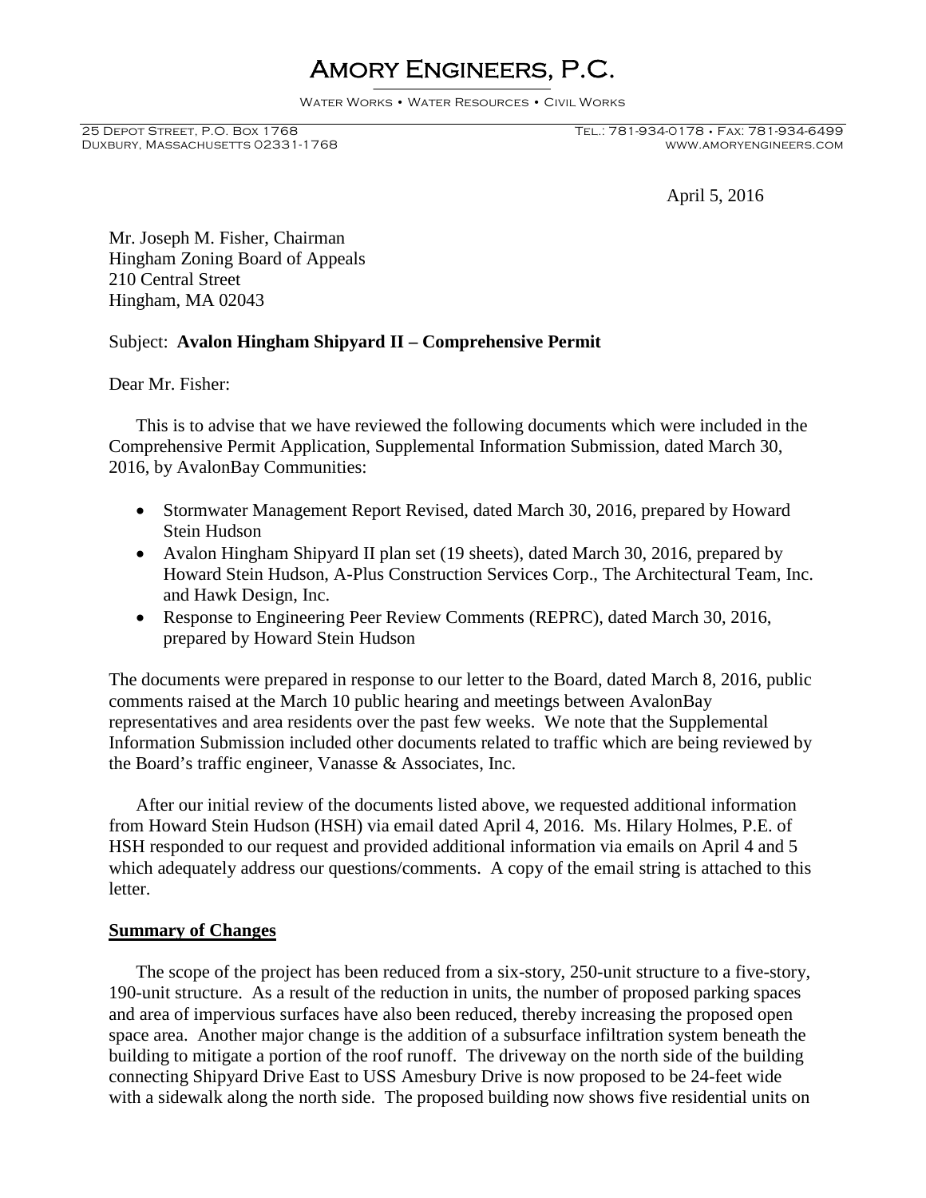# Amory Engineers, P.C.

Water Works • Water Resources • Civil Works

25 Depot Street, P.O. Box 1768
Duxbury, Massachusetts 02331-1768

Tel.: 781-934-0178 • Fax: 781-934-6499
www.amoryengineers.com

April 5, 2016

Mr. Joseph M. Fisher, Chairman
Hingham Zoning Board of Appeals
210 Central Street
Hingham, MA 02043

Subject: **Avalon Hingham Shipyard II – Comprehensive Permit**

Dear Mr. Fisher:

This is to advise that we have reviewed the following documents which were included in the Comprehensive Permit Application, Supplemental Information Submission, dated March 30, 2016, by AvalonBay Communities:

- Stormwater Management Report Revised, dated March 30, 2016, prepared by Howard Stein Hudson
- Avalon Hingham Shipyard II plan set (19 sheets), dated March 30, 2016, prepared by Howard Stein Hudson, A-Plus Construction Services Corp., The Architectural Team, Inc. and Hawk Design, Inc.
- Response to Engineering Peer Review Comments (REPRC), dated March 30, 2016, prepared by Howard Stein Hudson

The documents were prepared in response to our letter to the Board, dated March 8, 2016, public comments raised at the March 10 public hearing and meetings between AvalonBay representatives and area residents over the past few weeks. We note that the Supplemental Information Submission included other documents related to traffic which are being reviewed by the Board's traffic engineer, Vanasse & Associates, Inc.

After our initial review of the documents listed above, we requested additional information from Howard Stein Hudson (HSH) via email dated April 4, 2016. Ms. Hilary Holmes, P.E. of HSH responded to our request and provided additional information via emails on April 4 and 5 which adequately address our questions/comments. A copy of the email string is attached to this letter.

## Summary of Changes

The scope of the project has been reduced from a six-story, 250-unit structure to a five-story, 190-unit structure. As a result of the reduction in units, the number of proposed parking spaces and area of impervious surfaces have also been reduced, thereby increasing the proposed open space area. Another major change is the addition of a subsurface infiltration system beneath the building to mitigate a portion of the roof runoff. The driveway on the north side of the building connecting Shipyard Drive East to USS Amesbury Drive is now proposed to be 24-feet wide with a sidewalk along the north side. The proposed building now shows five residential units on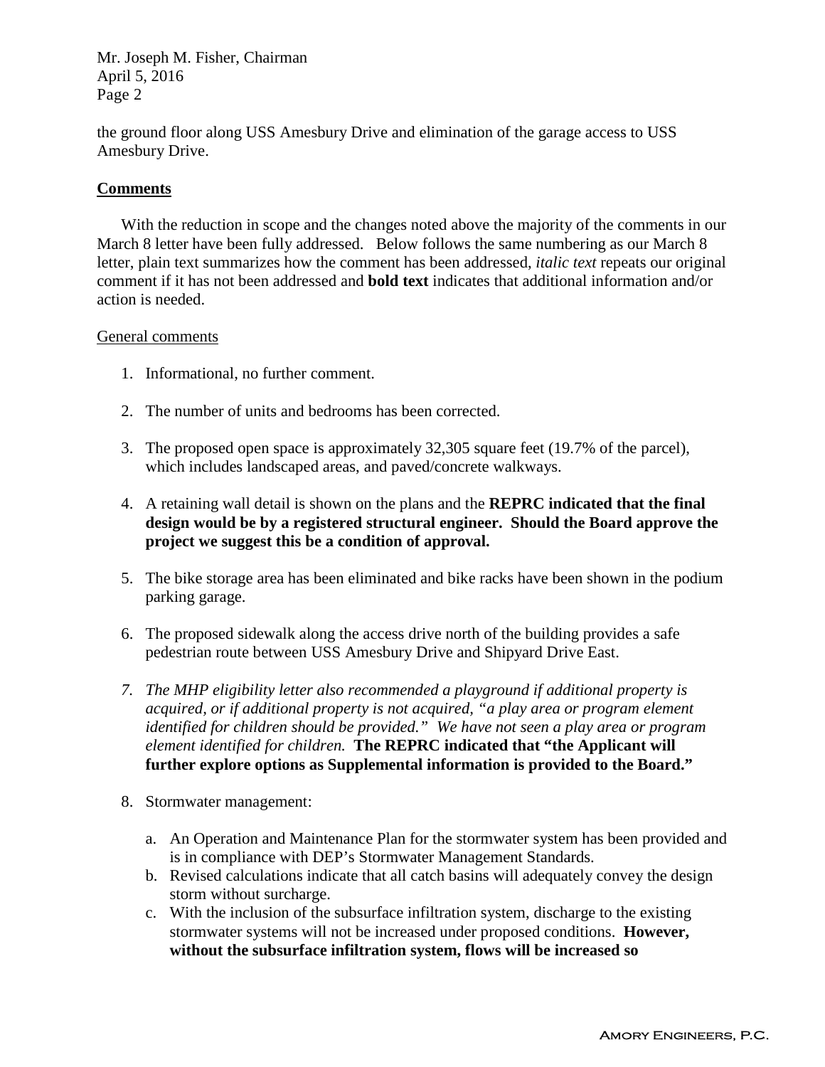the ground floor along USS Amesbury Drive and elimination of the garage access to USS Amesbury Drive.

## Comments

With the reduction in scope and the changes noted above the majority of the comments in our March 8 letter have been fully addressed. Below follows the same numbering as our March 8 letter, plain text summarizes how the comment has been addressed, *italic text* repeats our original comment if it has not been addressed and **bold text** indicates that additional information and/or action is needed.

### General comments

1. Informational, no further comment.

2. The number of units and bedrooms has been corrected.

3. The proposed open space is approximately 32,305 square feet (19.7% of the parcel), which includes landscaped areas, and paved/concrete walkways.

4. A retaining wall detail is shown on the plans and the **REPRC indicated that the final design would be by a registered structural engineer. Should the Board approve the project we suggest this be a condition of approval.**

5. The bike storage area has been eliminated and bike racks have been shown in the podium parking garage.

6. The proposed sidewalk along the access drive north of the building provides a safe pedestrian route between USS Amesbury Drive and Shipyard Drive East.

7. *The MHP eligibility letter also recommended a playground if additional property is acquired, or if additional property is not acquired, "a play area or program element identified for children should be provided." We have not seen a play area or program element identified for children.* **The REPRC indicated that "the Applicant will further explore options as Supplemental information is provided to the Board."**

8. Stormwater management:

   a. An Operation and Maintenance Plan for the stormwater system has been provided and is in compliance with DEP's Stormwater Management Standards.
   b. Revised calculations indicate that all catch basins will adequately convey the design storm without surcharge.
   c. With the inclusion of the subsurface infiltration system, discharge to the existing stormwater systems will not be increased under proposed conditions. **However, without the subsurface infiltration system, flows will be increased so**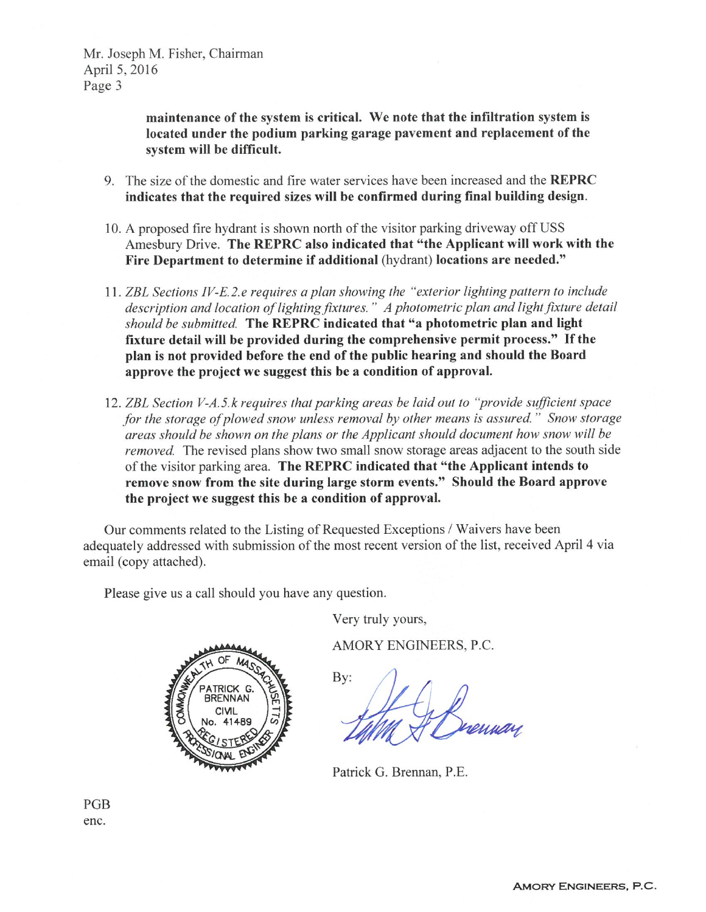**maintenance of the system is critical. We note that the infiltration system is located under the podium parking garage pavement and replacement of the system will be difficult.**

9. The size of the domestic and fire water services have been increased and the **REPRC indicates that the required sizes will be confirmed during final building design**.

10. A proposed fire hydrant is shown north of the visitor parking driveway off USS Amesbury Drive. **The REPRC also indicated that "the Applicant will work with the Fire Department to determine if additional** (hydrant) **locations are needed."**

11. *ZBL Sections IV-E.2.e requires a plan showing the "exterior lighting pattern to include description and location of lighting fixtures." A photometric plan and light fixture detail should be submitted.* **The REPRC indicated that "a photometric plan and light fixture detail will be provided during the comprehensive permit process." If the plan is not provided before the end of the public hearing and should the Board approve the project we suggest this be a condition of approval.**

12. *ZBL Section V-A.5.k requires that parking areas be laid out to "provide sufficient space for the storage of plowed snow unless removal by other means is assured." Snow storage areas should be shown on the plans or the Applicant should document how snow will be removed.* The revised plans show two small snow storage areas adjacent to the south side of the visitor parking area. **The REPRC indicated that "the Applicant intends to remove snow from the site during large storm events." Should the Board approve the project we suggest this be a condition of approval.**

Our comments related to the Listing of Requested Exceptions / Waivers have been adequately addressed with submission of the most recent version of the list, received April 4 via email (copy attached).

Please give us a call should you have any question.

Very truly yours,

AMORY ENGINEERS, P.C.

By:

Patrick G. Brennan, P.E.

COMMONWEALTH OF MASSACHUSETTS
PATRICK G. BRENNAN
CIVIL
No. 41489
REGISTERED PROFESSIONAL ENGINEER

PGB
enc.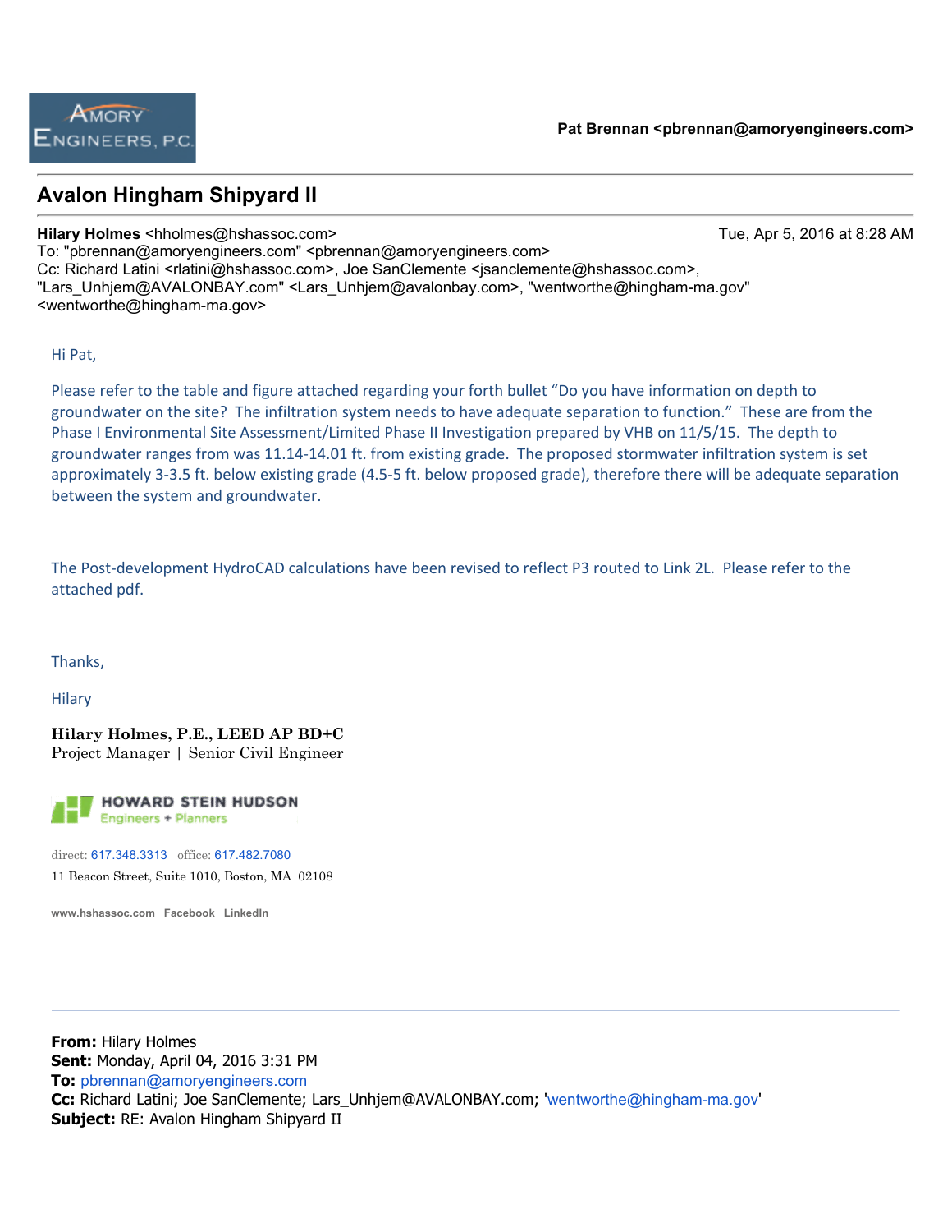**Pat Brennan <pbrennan@amoryengineers.com>**

## Avalon Hingham Shipyard II

**Hilary Holmes** <hholmes@hshassoc.com> Tue, Apr 5, 2016 at 8:28 AM
To: "pbrennan@amoryengineers.com" <pbrennan@amoryengineers.com>
Cc: Richard Latini <rlatini@hshassoc.com>, Joe SanClemente <jsanclemente@hshassoc.com>, "Lars_Unhjem@AVALONBAY.com" <Lars_Unhjem@avalonbay.com>, "wentworthe@hingham-ma.gov" <wentworthe@hingham-ma.gov>

Hi Pat,

Please refer to the table and figure attached regarding your forth bullet "Do you have information on depth to groundwater on the site? The infiltration system needs to have adequate separation to function." These are from the Phase I Environmental Site Assessment/Limited Phase II Investigation prepared by VHB on 11/5/15. The depth to groundwater ranges from was 11.14-14.01 ft. from existing grade. The proposed stormwater infiltration system is set approximately 3-3.5 ft. below existing grade (4.5-5 ft. below proposed grade), therefore there will be adequate separation between the system and groundwater.

The Post-development HydroCAD calculations have been revised to reflect P3 routed to Link 2L. Please refer to the attached pdf.

Thanks,

Hilary

**Hilary Holmes, P.E., LEED AP BD+C**
Project Manager | Senior Civil Engineer

HOWARD STEIN HUDSON
Engineers + Planners

direct: 617.348.3313 office: 617.482.7080
11 Beacon Street, Suite 1010, Boston, MA 02108

www.hshassoc.com Facebook LinkedIn

---

**From:** Hilary Holmes
**Sent:** Monday, April 04, 2016 3:31 PM
**To:** pbrennan@amoryengineers.com
**Cc:** Richard Latini; Joe SanClemente; Lars_Unhjem@AVALONBAY.com; 'wentworthe@hingham-ma.gov'
**Subject:** RE: Avalon Hingham Shipyard II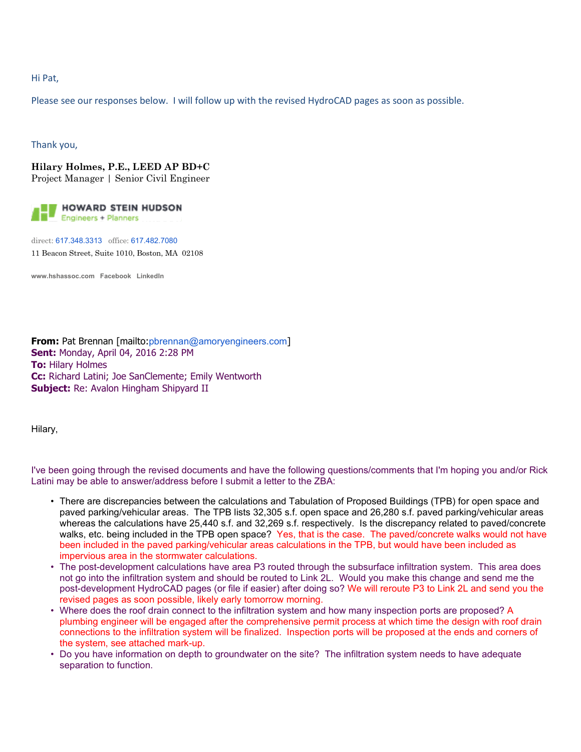Hi Pat,

Please see our responses below. I will follow up with the revised HydroCAD pages as soon as possible.

Thank you,

**Hilary Holmes, P.E., LEED AP BD+C**
Project Manager | Senior Civil Engineer

HOWARD STEIN HUDSON
Engineers + Planners

direct: 617.348.3313 office: 617.482.7080
11 Beacon Street, Suite 1010, Boston, MA 02108

www.hshassoc.com Facebook LinkedIn

**From:** Pat Brennan [mailto:pbrennan@amoryengineers.com]
**Sent:** Monday, April 04, 2016 2:28 PM
**To:** Hilary Holmes
**Cc:** Richard Latini; Joe SanClemente; Emily Wentworth
**Subject:** Re: Avalon Hingham Shipyard II

Hilary,

I've been going through the revised documents and have the following questions/comments that I'm hoping you and/or Rick Latini may be able to answer/address before I submit a letter to the ZBA:

- There are discrepancies between the calculations and Tabulation of Proposed Buildings (TPB) for open space and paved parking/vehicular areas. The TPB lists 32,305 s.f. open space and 26,280 s.f. paved parking/vehicular areas whereas the calculations have 25,440 s.f. and 32,269 s.f. respectively. Is the discrepancy related to paved/concrete walks, etc. being included in the TPB open space? Yes, that is the case. The paved/concrete walks would not have been included in the paved parking/vehicular areas calculations in the TPB, but would have been included as impervious area in the stormwater calculations.
- The post-development calculations have area P3 routed through the subsurface infiltration system. This area does not go into the infiltration system and should be routed to Link 2L. Would you make this change and send me the post-development HydroCAD pages (or file if easier) after doing so? We will reroute P3 to Link 2L and send you the revised pages as soon possible, likely early tomorrow morning.
- Where does the roof drain connect to the infiltration system and how many inspection ports are proposed? A plumbing engineer will be engaged after the comprehensive permit process at which time the design with roof drain connections to the infiltration system will be finalized. Inspection ports will be proposed at the ends and corners of the system, see attached mark-up.
- Do you have information on depth to groundwater on the site? The infiltration system needs to have adequate separation to function.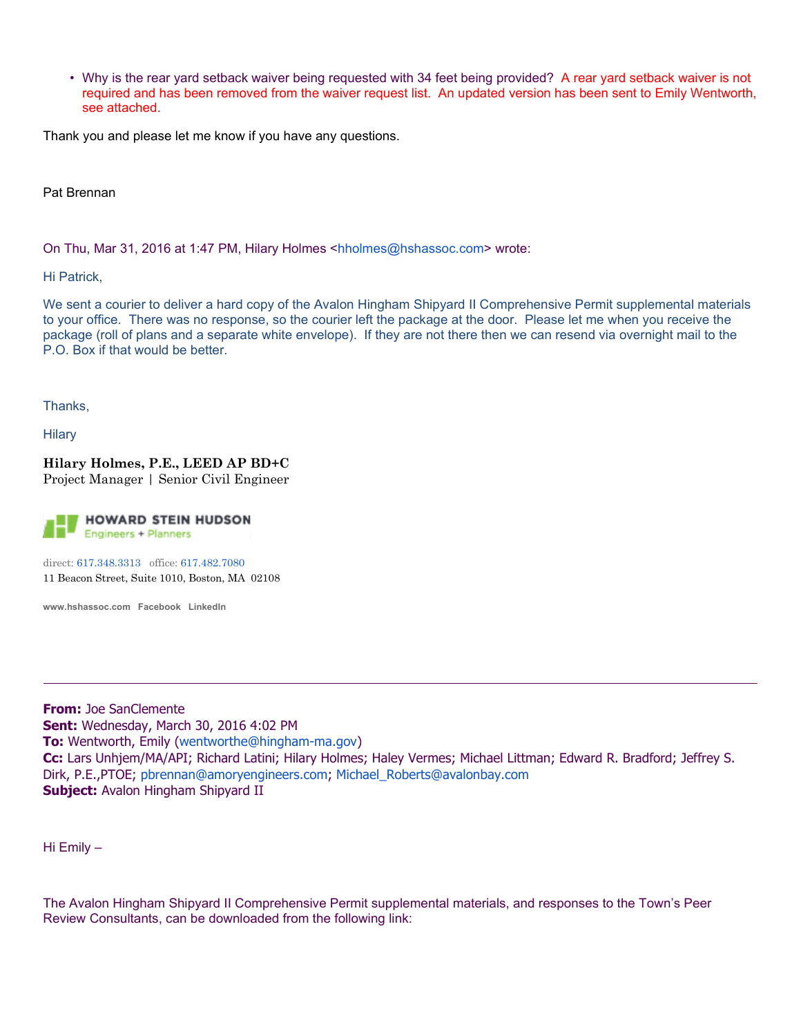- Why is the rear yard setback waiver being requested with 34 feet being provided? A rear yard setback waiver is not required and has been removed from the waiver request list. An updated version has been sent to Emily Wentworth, see attached.

Thank you and please let me know if you have any questions.

Pat Brennan

On Thu, Mar 31, 2016 at 1:47 PM, Hilary Holmes <hholmes@hshassoc.com> wrote:

Hi Patrick,

We sent a courier to deliver a hard copy of the Avalon Hingham Shipyard II Comprehensive Permit supplemental materials to your office. There was no response, so the courier left the package at the door. Please let me when you receive the package (roll of plans and a separate white envelope). If they are not there then we can resend via overnight mail to the P.O. Box if that would be better.

Thanks,

Hilary

**Hilary Holmes, P.E., LEED AP BD+C**
Project Manager | Senior Civil Engineer

HOWARD STEIN HUDSON
Engineers + Planners

direct: 617.348.3313 office: 617.482.7080
11 Beacon Street, Suite 1010, Boston, MA 02108

www.hshassoc.com Facebook LinkedIn

---

**From:** Joe SanClemente
**Sent:** Wednesday, March 30, 2016 4:02 PM
**To:** Wentworth, Emily (wentworthe@hingham-ma.gov)
**Cc:** Lars Unhjem/MA/API; Richard Latini; Hilary Holmes; Haley Vermes; Michael Littman; Edward R. Bradford; Jeffrey S. Dirk, P.E.,PTOE; pbrennan@amoryengineers.com; Michael_Roberts@avalonbay.com
**Subject:** Avalon Hingham Shipyard II

Hi Emily –

The Avalon Hingham Shipyard II Comprehensive Permit supplemental materials, and responses to the Town's Peer Review Consultants, can be downloaded from the following link: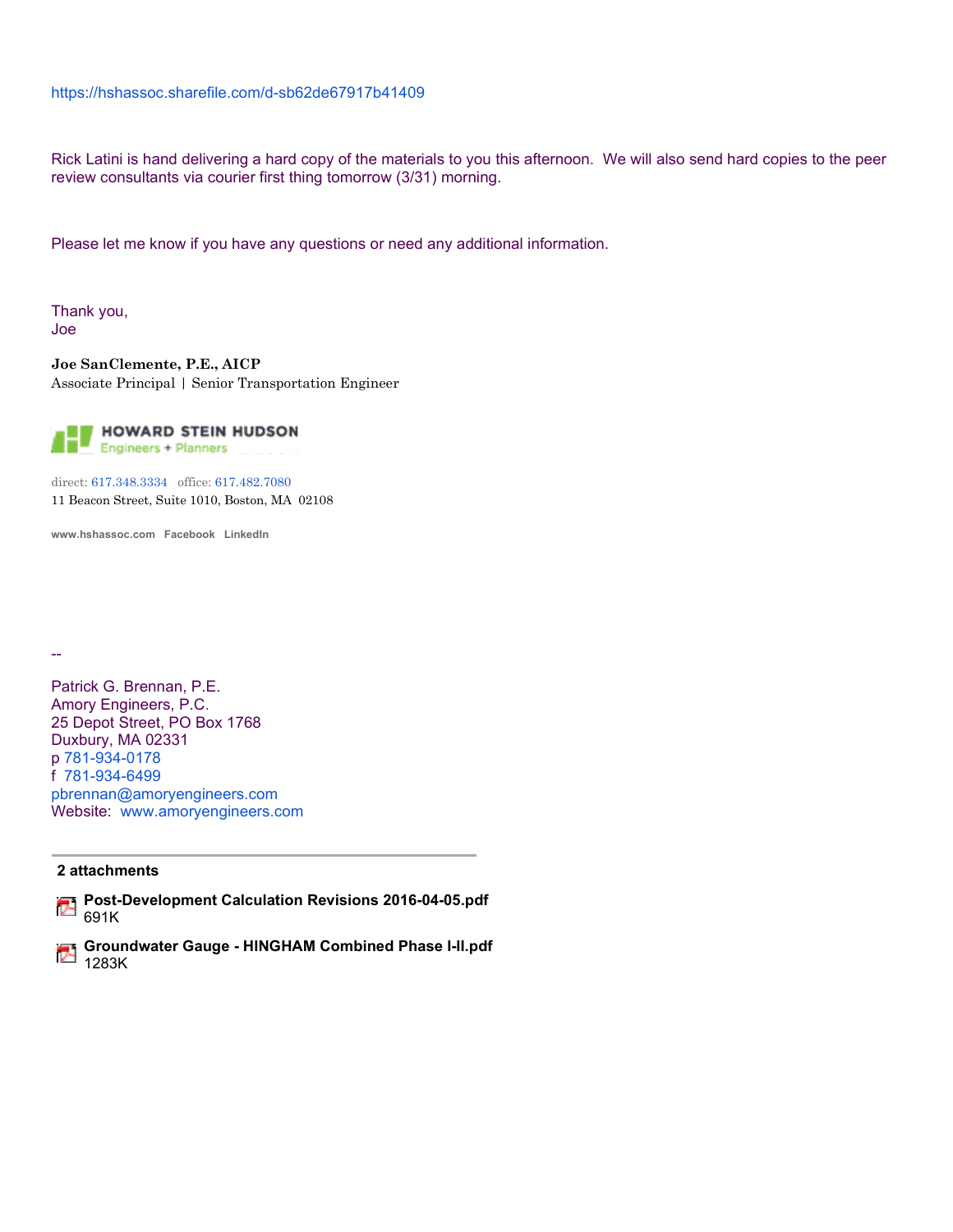https://hshassoc.sharefile.com/d-sb62de67917b41409

Rick Latini is hand delivering a hard copy of the materials to you this afternoon. We will also send hard copies to the peer review consultants via courier first thing tomorrow (3/31) morning.

Please let me know if you have any questions or need any additional information.

Thank you,
Joe

**Joe SanClemente, P.E., AICP**
Associate Principal | Senior Transportation Engineer

HOWARD STEIN HUDSON
Engineers + Planners

direct: 617.348.3334 office: 617.482.7080
11 Beacon Street, Suite 1010, Boston, MA 02108

www.hshassoc.com Facebook LinkedIn

--

Patrick G. Brennan, P.E.
Amory Engineers, P.C.
25 Depot Street, PO Box 1768
Duxbury, MA 02331
p 781-934-0178
f 781-934-6499
pbrennan@amoryengineers.com
Website: www.amoryengineers.com

---

**2 attachments**

**Post-Development Calculation Revisions 2016-04-05.pdf**
691K

**Groundwater Gauge - HINGHAM Combined Phase I-II.pdf**
1283K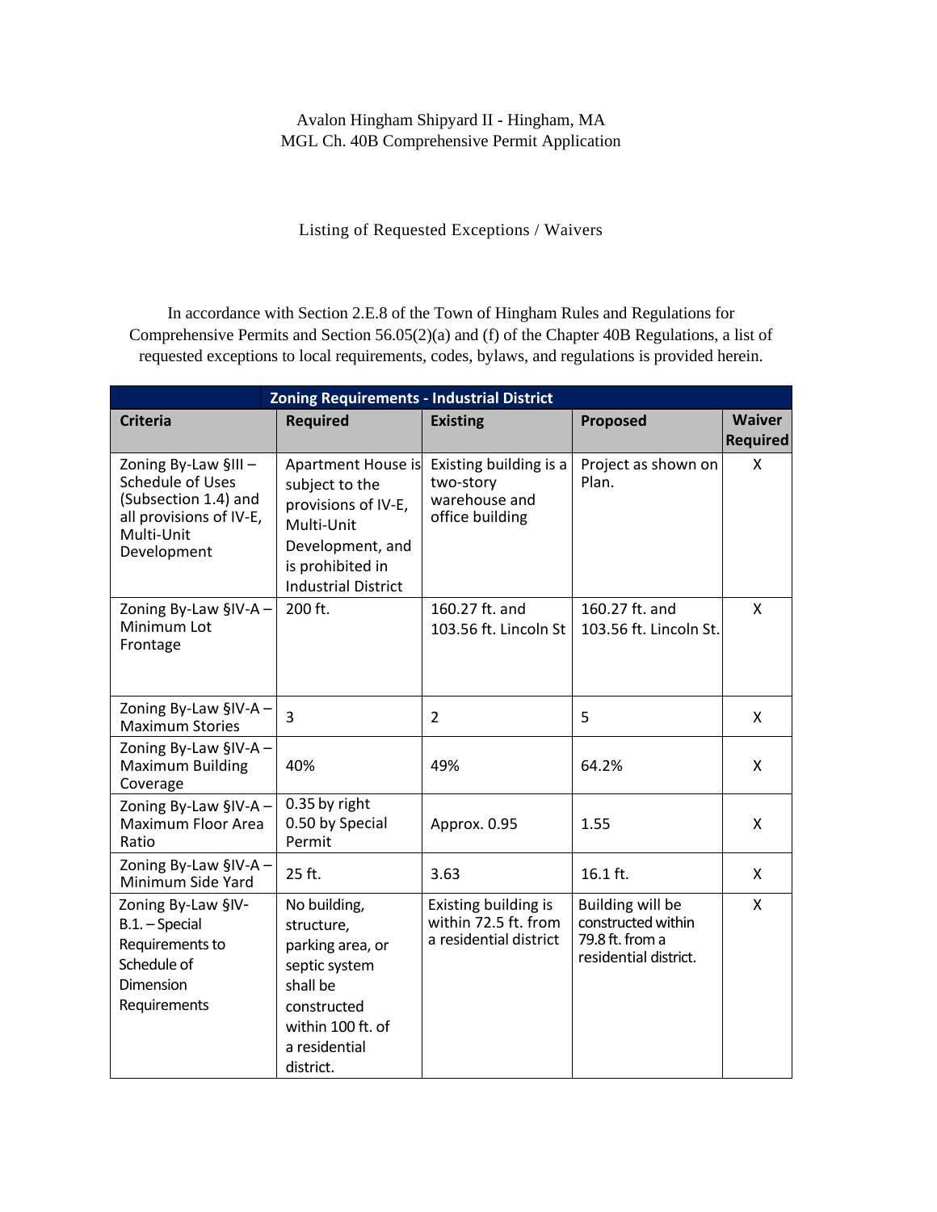Avalon Hingham Shipyard II - Hingham, MA
MGL Ch. 40B Comprehensive Permit Application

Listing of Requested Exceptions / Waivers

In accordance with Section 2.E.8 of the Town of Hingham Rules and Regulations for Comprehensive Permits and Section 56.05(2)(a) and (f) of the Chapter 40B Regulations, a list of requested exceptions to local requirements, codes, bylaws, and regulations is provided herein.

| **Zoning Requirements - Industrial District** | | | | |
|---|---|---|---|---|
| **Criteria** | **Required** | **Existing** | **Proposed** | **Waiver Required** |
| Zoning By-Law §III – Schedule of Uses (Subsection 1.4) and all provisions of IV-E, Multi-Unit Development | Apartment House is subject to the provisions of IV-E, Multi-Unit Development, and is prohibited in Industrial District | Existing building is a two-story warehouse and office building | Project as shown on Plan. | X |
| Zoning By-Law §IV-A – Minimum Lot Frontage | 200 ft. | 160.27 ft. and 103.56 ft. Lincoln St | 160.27 ft. and 103.56 ft. Lincoln St. | X |
| Zoning By-Law §IV-A – Maximum Stories | 3 | 2 | 5 | X |
| Zoning By-Law §IV-A – Maximum Building Coverage | 40% | 49% | 64.2% | X |
| Zoning By-Law §IV-A – Maximum Floor Area Ratio | 0.35 by right 0.50 by Special Permit | Approx. 0.95 | 1.55 | X |
| Zoning By-Law §IV-A – Minimum Side Yard | 25 ft. | 3.63 | 16.1 ft. | X |
| Zoning By-Law §IV-B.1. – Special Requirements to Schedule of Dimension Requirements | No building, structure, parking area, or septic system shall be constructed within 100 ft. of a residential district. | Existing building is within 72.5 ft. from a residential district | Building will be constructed within 79.8 ft. from a residential district. | X |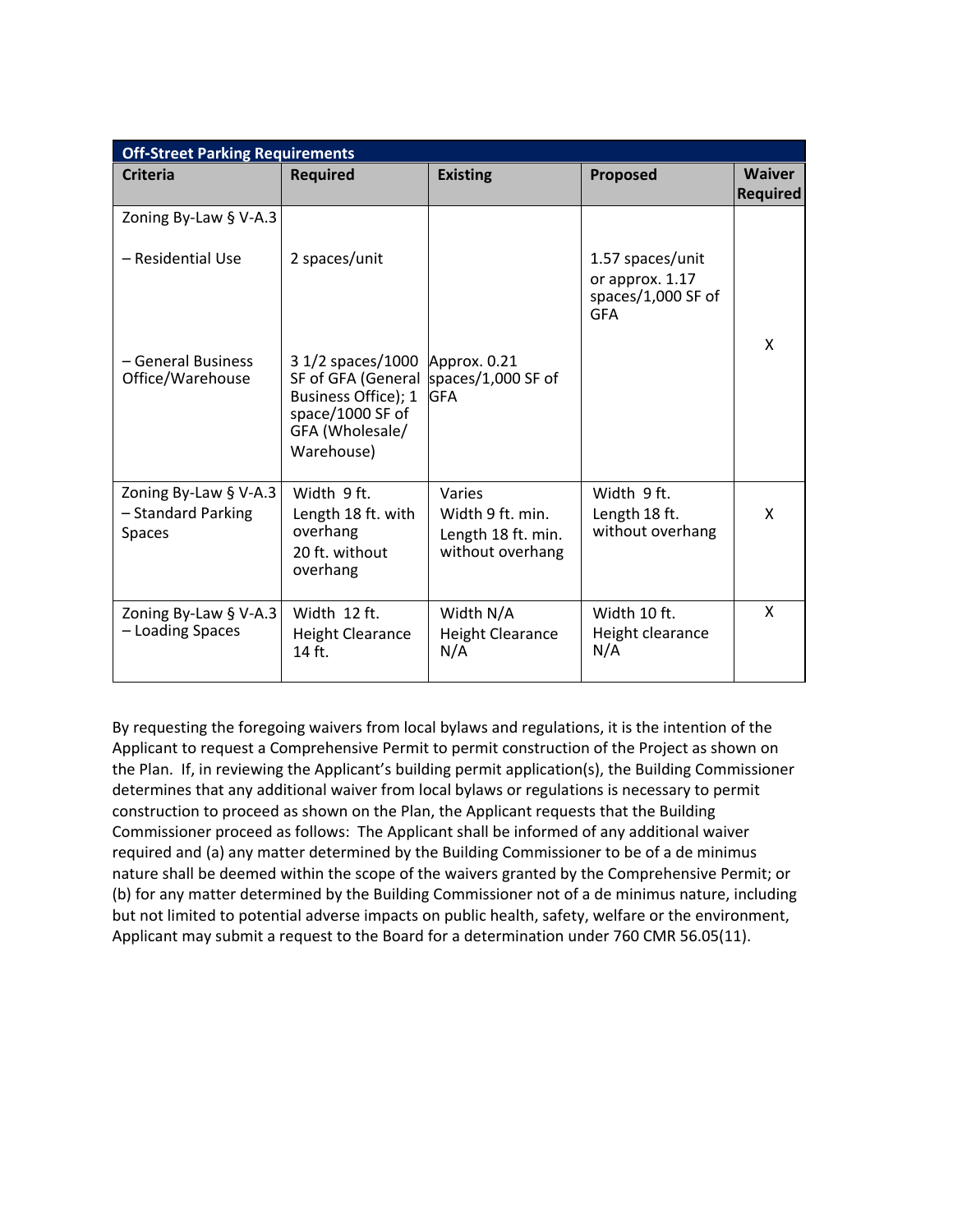| Off-Street Parking Requirements | | | | |
| --- | --- | --- | --- | --- |
| **Criteria** | **Required** | **Existing** | **Proposed** | **Waiver Required** |
| Zoning By-Law § V-A.3<br><br>– Residential Use<br><br><br><br>– General Business Office/Warehouse | <br><br>2 spaces/unit<br><br><br><br>3 1/2 spaces/1000 SF of GFA (General Business Office); 1 space/1000 SF of GFA (Wholesale/ Warehouse) | <br><br><br><br><br><br>Approx. 0.21 spaces/1,000 SF of GFA | <br><br>1.57 spaces/unit or approx. 1.17 spaces/1,000 SF of GFA | X |
| Zoning By-Law § V-A.3 – Standard Parking Spaces | Width 9 ft.<br>Length 18 ft. with overhang<br>20 ft. without overhang | Varies<br>Width 9 ft. min.<br>Length 18 ft. min. without overhang | Width 9 ft.<br>Length 18 ft. without overhang | X |
| Zoning By-Law § V-A.3 – Loading Spaces | Width 12 ft.<br>Height Clearance 14 ft. | Width N/A<br>Height Clearance N/A | Width 10 ft.<br>Height clearance N/A | X |

By requesting the foregoing waivers from local bylaws and regulations, it is the intention of the Applicant to request a Comprehensive Permit to permit construction of the Project as shown on the Plan. If, in reviewing the Applicant's building permit application(s), the Building Commissioner determines that any additional waiver from local bylaws or regulations is necessary to permit construction to proceed as shown on the Plan, the Applicant requests that the Building Commissioner proceed as follows: The Applicant shall be informed of any additional waiver required and (a) any matter determined by the Building Commissioner to be of a de minimus nature shall be deemed within the scope of the waivers granted by the Comprehensive Permit; or (b) for any matter determined by the Building Commissioner not of a de minimus nature, including but not limited to potential adverse impacts on public health, safety, welfare or the environment, Applicant may submit a request to the Board for a determination under 760 CMR 56.05(11).